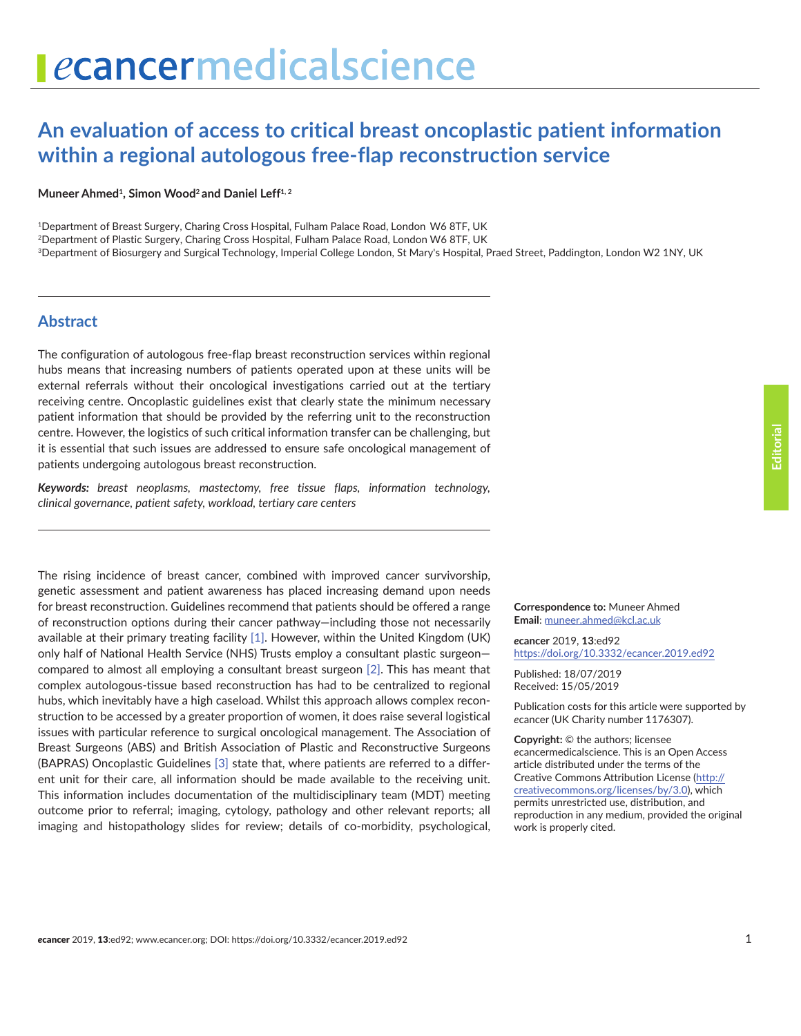# An evaluation of access to critical breast oncoplastic patient information within a regional autologous free-flap reconstruction service

**Muneer Ahmed[1], Simon Wood[2] and Daniel Leff[1, 2]**

[1]Department of Breast Surgery, Charing Cross Hospital, Fulham Palace Road, London W6 8TF, UK
[2]Department of Plastic Surgery, Charing Cross Hospital, Fulham Palace Road, London W6 8TF, UK
[3]Department of Biosurgery and Surgical Technology, Imperial College London, St Mary's Hospital, Praed Street, Paddington, London W2 1NY, UK

## Abstract

The configuration of autologous free-flap breast reconstruction services within regional hubs means that increasing numbers of patients operated upon at these units will be external referrals without their oncological investigations carried out at the tertiary receiving centre. Oncoplastic guidelines exist that clearly state the minimum necessary patient information that should be provided by the referring unit to the reconstruction centre. However, the logistics of such critical information transfer can be challenging, but it is essential that such issues are addressed to ensure safe oncological management of patients undergoing autologous breast reconstruction.

***Keywords:*** *breast neoplasms, mastectomy, free tissue flaps, information technology, clinical governance, patient safety, workload, tertiary care centers*

Editorial

**Correspondence to:** Muneer Ahmed
**Email**: muneer.ahmed@kcl.ac.uk

*e*cancer 2019, **13**:ed92
https://doi.org/10.3332/ecancer.2019.ed92

Published: 18/07/2019
Received: 15/05/2019

Publication costs for this article were supported by *e*cancer (UK Charity number 1176307).

**Copyright:** © the authors; licensee *e*cancermedicalscience. This is an Open Access article distributed under the terms of the Creative Commons Attribution License (http://creativecommons.org/licenses/by/3.0), which permits unrestricted use, distribution, and reproduction in any medium, provided the original work is properly cited.

The rising incidence of breast cancer, combined with improved cancer survivorship, genetic assessment and patient awareness has placed increasing demand upon needs for breast reconstruction. Guidelines recommend that patients should be offered a range of reconstruction options during their cancer pathway—including those not necessarily available at their primary treating facility [1]. However, within the United Kingdom (UK) only half of National Health Service (NHS) Trusts employ a consultant plastic surgeon—compared to almost all employing a consultant breast surgeon [2]. This has meant that complex autologous-tissue based reconstruction has had to be centralized to regional hubs, which inevitably have a high caseload. Whilst this approach allows complex reconstruction to be accessed by a greater proportion of women, it does raise several logistical issues with particular reference to surgical oncological management. The Association of Breast Surgeons (ABS) and British Association of Plastic and Reconstructive Surgeons (BAPRAS) Oncoplastic Guidelines [3] state that, where patients are referred to a different unit for their care, all information should be made available to the receiving unit. This information includes documentation of the multidisciplinary team (MDT) meeting outcome prior to referral; imaging, cytology, pathology and other relevant reports; all imaging and histopathology slides for review; details of co-morbidity, psychological,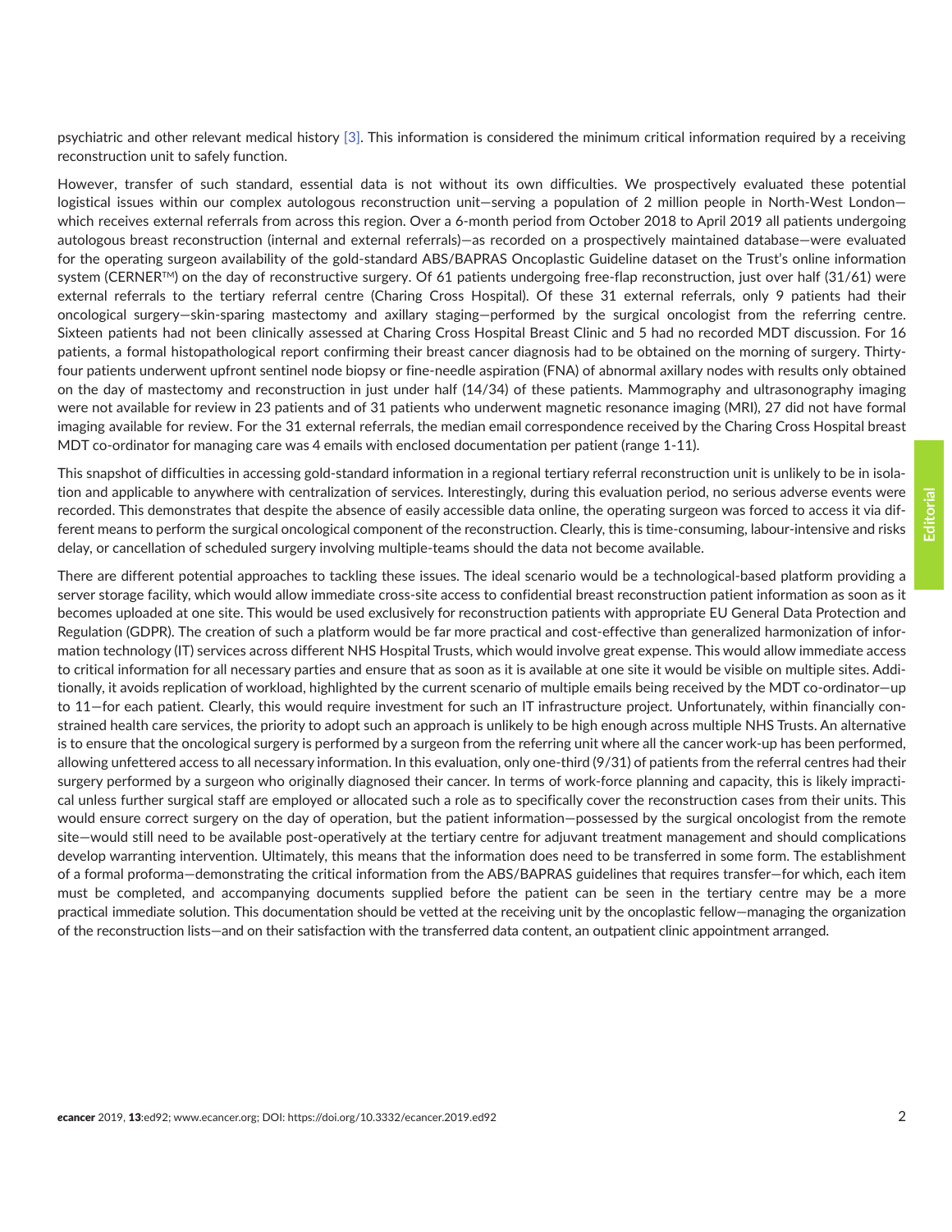psychiatric and other relevant medical history [3]. This information is considered the minimum critical information required by a receiving reconstruction unit to safely function.

However, transfer of such standard, essential data is not without its own difficulties. We prospectively evaluated these potential logistical issues within our complex autologous reconstruction unit—serving a population of 2 million people in North-West London—which receives external referrals from across this region. Over a 6-month period from October 2018 to April 2019 all patients undergoing autologous breast reconstruction (internal and external referrals)—as recorded on a prospectively maintained database—were evaluated for the operating surgeon availability of the gold-standard ABS/BAPRAS Oncoplastic Guideline dataset on the Trust's online information system (CERNER™) on the day of reconstructive surgery. Of 61 patients undergoing free-flap reconstruction, just over half (31/61) were external referrals to the tertiary referral centre (Charing Cross Hospital). Of these 31 external referrals, only 9 patients had their oncological surgery—skin-sparing mastectomy and axillary staging—performed by the surgical oncologist from the referring centre. Sixteen patients had not been clinically assessed at Charing Cross Hospital Breast Clinic and 5 had no recorded MDT discussion. For 16 patients, a formal histopathological report confirming their breast cancer diagnosis had to be obtained on the morning of surgery. Thirty-four patients underwent upfront sentinel node biopsy or fine-needle aspiration (FNA) of abnormal axillary nodes with results only obtained on the day of mastectomy and reconstruction in just under half (14/34) of these patients. Mammography and ultrasonography imaging were not available for review in 23 patients and of 31 patients who underwent magnetic resonance imaging (MRI), 27 did not have formal imaging available for review. For the 31 external referrals, the median email correspondence received by the Charing Cross Hospital breast MDT co-ordinator for managing care was 4 emails with enclosed documentation per patient (range 1-11).

This snapshot of difficulties in accessing gold-standard information in a regional tertiary referral reconstruction unit is unlikely to be in isolation and applicable to anywhere with centralization of services. Interestingly, during this evaluation period, no serious adverse events were recorded. This demonstrates that despite the absence of easily accessible data online, the operating surgeon was forced to access it via different means to perform the surgical oncological component of the reconstruction. Clearly, this is time-consuming, labour-intensive and risks delay, or cancellation of scheduled surgery involving multiple-teams should the data not become available.

There are different potential approaches to tackling these issues. The ideal scenario would be a technological-based platform providing a server storage facility, which would allow immediate cross-site access to confidential breast reconstruction patient information as soon as it becomes uploaded at one site. This would be used exclusively for reconstruction patients with appropriate EU General Data Protection and Regulation (GDPR). The creation of such a platform would be far more practical and cost-effective than generalized harmonization of information technology (IT) services across different NHS Hospital Trusts, which would involve great expense. This would allow immediate access to critical information for all necessary parties and ensure that as soon as it is available at one site it would be visible on multiple sites. Additionally, it avoids replication of workload, highlighted by the current scenario of multiple emails being received by the MDT co-ordinator—up to 11—for each patient. Clearly, this would require investment for such an IT infrastructure project. Unfortunately, within financially constrained health care services, the priority to adopt such an approach is unlikely to be high enough across multiple NHS Trusts. An alternative is to ensure that the oncological surgery is performed by a surgeon from the referring unit where all the cancer work-up has been performed, allowing unfettered access to all necessary information. In this evaluation, only one-third (9/31) of patients from the referral centres had their surgery performed by a surgeon who originally diagnosed their cancer. In terms of work-force planning and capacity, this is likely impractical unless further surgical staff are employed or allocated such a role as to specifically cover the reconstruction cases from their units. This would ensure correct surgery on the day of operation, but the patient information—possessed by the surgical oncologist from the remote site—would still need to be available post-operatively at the tertiary centre for adjuvant treatment management and should complications develop warranting intervention. Ultimately, this means that the information does need to be transferred in some form. The establishment of a formal proforma—demonstrating the critical information from the ABS/BAPRAS guidelines that requires transfer—for which, each item must be completed, and accompanying documents supplied before the patient can be seen in the tertiary centre may be a more practical immediate solution. This documentation should be vetted at the receiving unit by the oncoplastic fellow—managing the organization of the reconstruction lists—and on their satisfaction with the transferred data content, an outpatient clinic appointment arranged.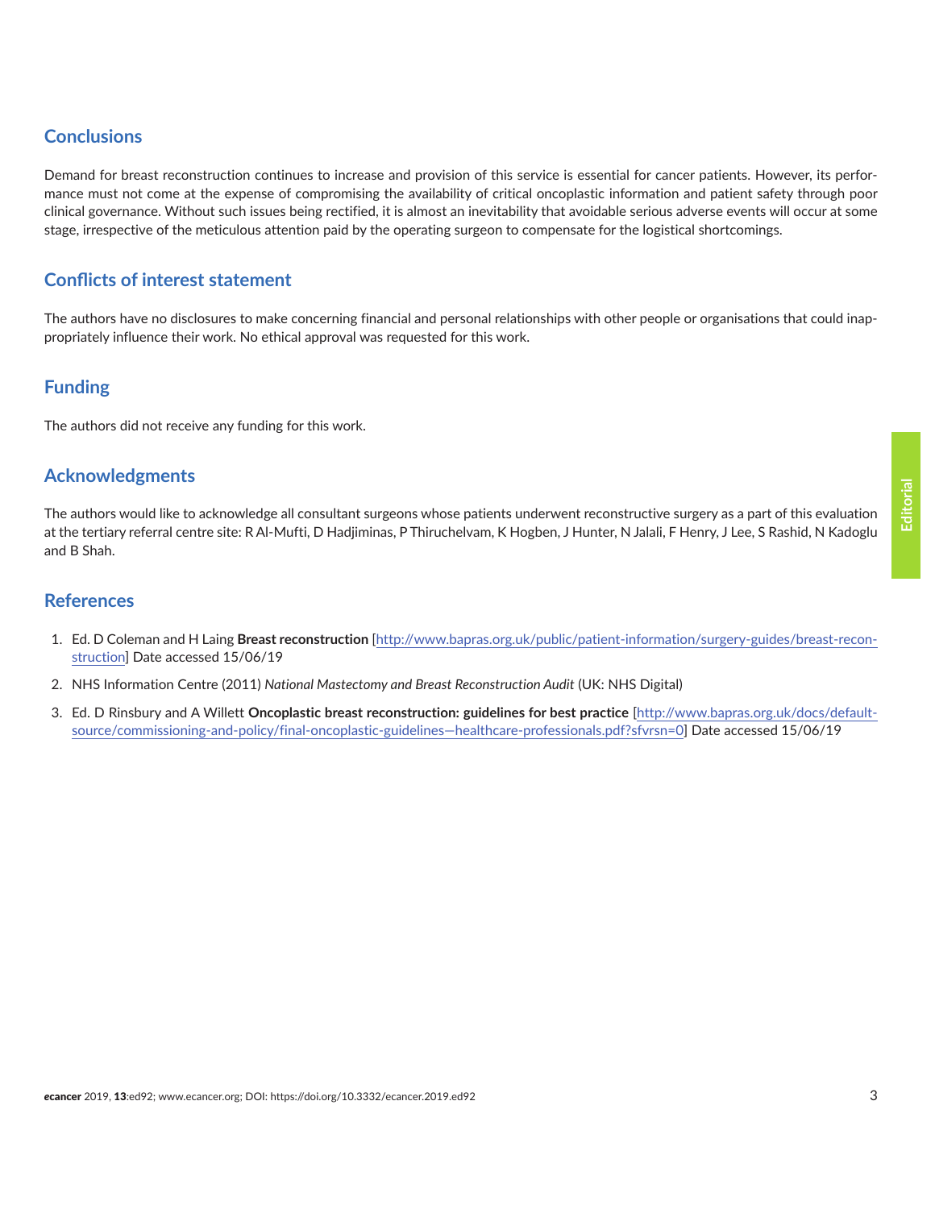## Conclusions

Demand for breast reconstruction continues to increase and provision of this service is essential for cancer patients. However, its performance must not come at the expense of compromising the availability of critical oncoplastic information and patient safety through poor clinical governance. Without such issues being rectified, it is almost an inevitability that avoidable serious adverse events will occur at some stage, irrespective of the meticulous attention paid by the operating surgeon to compensate for the logistical shortcomings.

## Conflicts of interest statement

The authors have no disclosures to make concerning financial and personal relationships with other people or organisations that could inappropriately influence their work. No ethical approval was requested for this work.

## Funding

The authors did not receive any funding for this work.

## Acknowledgments

The authors would like to acknowledge all consultant surgeons whose patients underwent reconstructive surgery as a part of this evaluation at the tertiary referral centre site: R Al-Mufti, D Hadjiminas, P Thiruchelvam, K Hogben, J Hunter, N Jalali, F Henry, J Lee, S Rashid, N Kadoglu and B Shah.

## References

1. Ed. D Coleman and H Laing **Breast reconstruction** [http://www.bapras.org.uk/public/patient-information/surgery-guides/breast-reconstruction] Date accessed 15/06/19
2. NHS Information Centre (2011) *National Mastectomy and Breast Reconstruction Audit* (UK: NHS Digital)
3. Ed. D Rinsbury and A Willett **Oncoplastic breast reconstruction: guidelines for best practice** [http://www.bapras.org.uk/docs/default-source/commissioning-and-policy/final-oncoplastic-guidelines—healthcare-professionals.pdf?sfvrsn=0] Date accessed 15/06/19